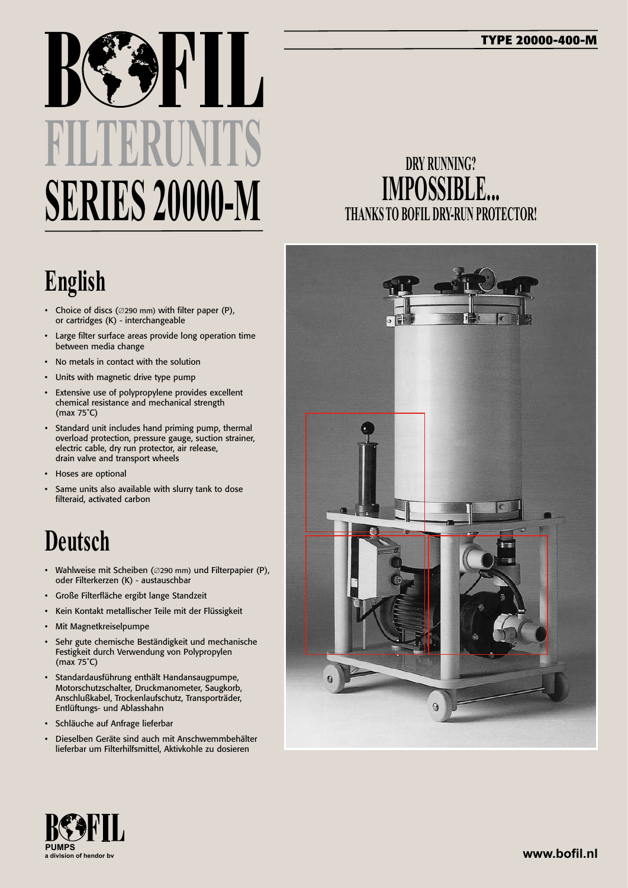# BOFIL FILTERUNITS SERIES 20000-M

**TYPE 20000-400-M**

## DRY RUNNING? IMPOSSIBLE... THANKS TO BOFIL DRY-RUN PROTECTOR!

## English

- Choice of discs (∅290 mm) with filter paper (P), or cartridges (K) - interchangeable
- Large filter surface areas provide long operation time between media change
- No metals in contact with the solution
- Units with magnetic drive type pump
- Extensive use of polypropylene provides excellent chemical resistance and mechanical strength (max 75˚C)
- Standard unit includes hand priming pump, thermal overload protection, pressure gauge, suction strainer, electric cable, dry run protector, air release, drain valve and transport wheels
- Hoses are optional
- Same units also available with slurry tank to dose filteraid, activated carbon

## Deutsch

- Wahlweise mit Scheiben (∅290 mm) und Filterpapier (P), oder Filterkerzen (K) - austauschbar
- Große Filterfläche ergibt lange Standzeit
- Kein Kontakt metallischer Teile mit der Flüssigkeit
- Mit Magnetkreiselpumpe
- Sehr gute chemische Beständigkeit und mechanische Festigkeit durch Verwendung von Polypropylen (max 75˚C)
- Standardausführung enthält Handansaugpumpe, Motorschutzschalter, Druckmanometer, Saugkorb, Anschlußkabel, Trockenlaufschutz, Transporträder, Entlüftungs- und Ablasshahn
- Schläuche auf Anfrage lieferbar
- Dieselben Geräte sind auch mit Anschwemmbehälter lieferbar um Filterhilfsmittel, Aktivkohle zu dosieren

BOFIL PUMPS
a division of hendor bv

www.bofil.nl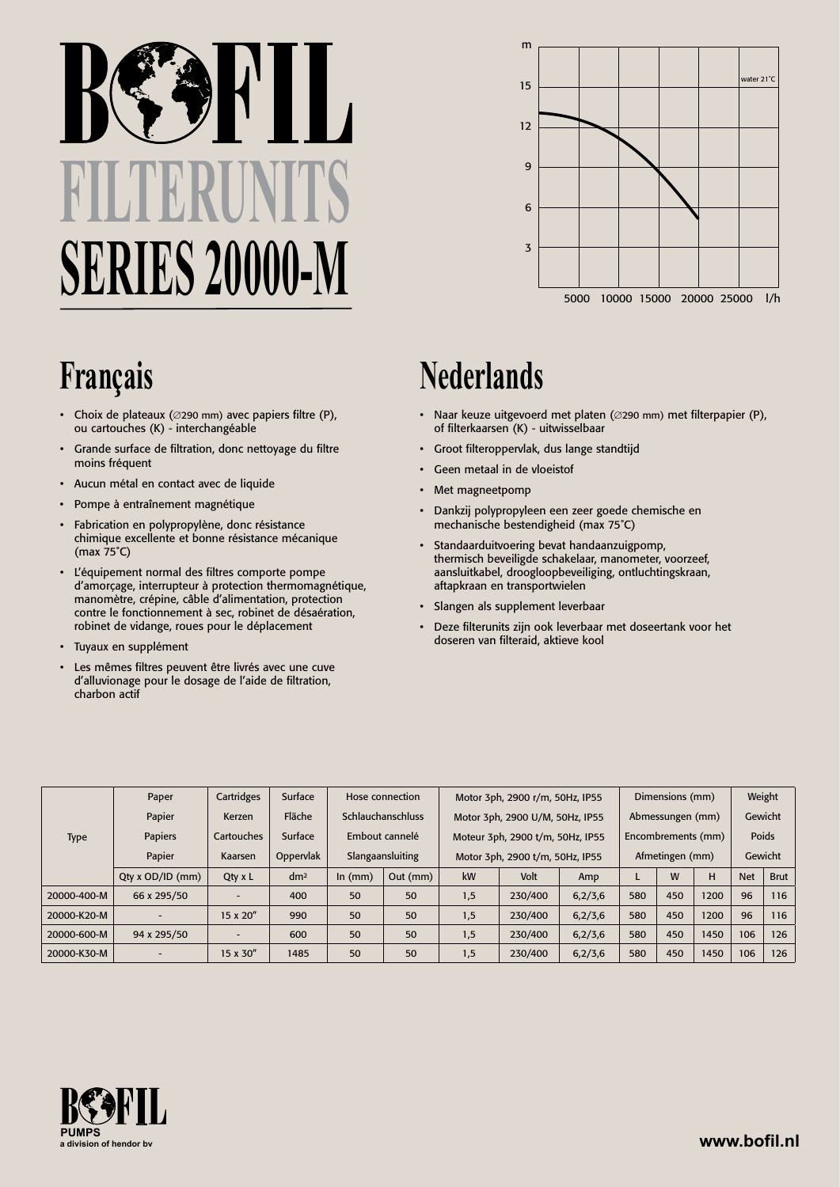# BOFIL FILTERUNITS SERIES 20000-M

m
15
12
9
6
3
5000 10000 15000 20000 25000 l/h
water 21˚C

## Français

- Choix de plateaux (∅290 mm) avec papiers filtre (P), ou cartouches (K) - interchangéable
- Grande surface de filtration, donc nettoyage du filtre moins fréquent
- Aucun métal en contact avec de liquide
- Pompe à entraînement magnétique
- Fabrication en polypropylène, donc résistance chimique excellente et bonne résistance mécanique (max 75˚C)
- L'équipement normal des filtres comporte pompe d'amorçage, interrupteur à protection thermomagnétique, manomètre, crépine, câble d'alimentation, protection contre le fonctionnement à sec, robinet de désaération, robinet de vidange, roues pour le déplacement
- Tuyaux en supplément
- Les mêmes filtres peuvent être livrés avec une cuve d'alluvionage pour le dosage de l'aide de filtration, charbon actif

## Nederlands

- Naar keuze uitgevoerd met platen (∅290 mm) met filterpapier (P), of filterkaarsen (K) - uitwisselbaar
- Groot filteroppervlak, dus lange standtijd
- Geen metaal in de vloeistof
- Met magneetpomp
- Dankzij polypropyleen een zeer goede chemische en mechanische bestendigheid (max 75˚C)
- Standaarduitvoering bevat handaanzuigpomp, thermisch beveiligde schakelaar, manometer, voorzeef, aansluitkabel, droogloopbeveiliging, ontluchtingskraan, aftapkraan en transportwielen
- Slangen als supplement leverbaar
- Deze filterunits zijn ook leverbaar met doseertank voor het doseren van filteraid, aktieve kool

| Type | Paper / Papier / Papiers / Papier | Cartridges / Kerzen / Cartouches / Kaarsen | Surface / Fläche / Surface / Oppervlak | Hose connection / Schlauchanschluss / Embout cannelé / Slangaansluiting | | Motor 3ph, 2900 r/m, 50Hz, IP55 / Motor 3ph, 2900 U/M, 50Hz, IP55 / Moteur 3ph, 2900 t/m, 50Hz, IP55 / Motor 3ph, 2900 t/m, 50Hz, IP55 | | | Dimensions (mm) / Abmessungen (mm) / Encombrements (mm) / Afmetingen (mm) | | | Weight / Gewicht / Poids / Gewicht | |
|---|---|---|---|---|---|---|---|---|---|---|---|---|---|
| | Qty x OD/ID (mm) | Qty x L | dm² | In (mm) | Out (mm) | kW | Volt | Amp | L | W | H | Net | Brut |
| 20000-400-M | 66 x 295/50 | - | 400 | 50 | 50 | 1,5 | 230/400 | 6,2/3,6 | 580 | 450 | 1200 | 96 | 116 |
| 20000-K20-M | - | 15 x 20" | 990 | 50 | 50 | 1,5 | 230/400 | 6,2/3,6 | 580 | 450 | 1200 | 96 | 116 |
| 20000-600-M | 94 x 295/50 | - | 600 | 50 | 50 | 1,5 | 230/400 | 6,2/3,6 | 580 | 450 | 1450 | 106 | 126 |
| 20000-K30-M | - | 15 x 30" | 1485 | 50 | 50 | 1,5 | 230/400 | 6,2/3,6 | 580 | 450 | 1450 | 106 | 126 |

BOFIL PUMPS
a division of hendor bv

www.bofil.nl